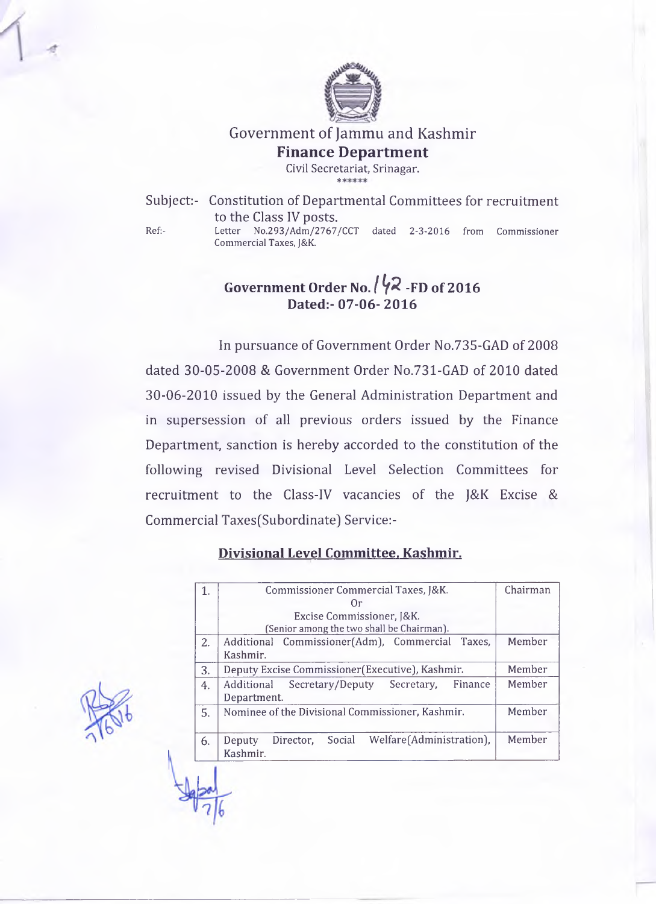Government of Jammu and Kashmir

**Finance Department**

Civil Secretariat, Srinagar.

\*\*\*\*\*\*

Subject:- Constitution of Departmental Committees for recruitment to the Class IV posts.

Ref:- Letter No.293/Adm/2767/CCT dated 2-3-2016 from Commissioner Commercial Taxes, J&K.

**Government Order No. 142 -FD of 2016**
**Dated:- 07-06- 2016**

In pursuance of Government Order No.735-GAD of 2008 dated 30-05-2008 & Government Order No.731-GAD of 2010 dated 30-06-2010 issued by the General Administration Department and in supersession of all previous orders issued by the Finance Department, sanction is hereby accorded to the constitution of the following revised Divisional Level Selection Committees for recruitment to the Class-IV vacancies of the J&K Excise & Commercial Taxes(Subordinate) Service:-

**Divisional Level Committee, Kashmir.**

| | | |
|---|---|---|
| 1. | Commissioner Commercial Taxes, J&K.<br>Or<br>Excise Commissioner, J&K.<br>(Senior among the two shall be Chairman). | Chairman |
| 2. | Additional Commissioner(Adm), Commercial Taxes, Kashmir. | Member |
| 3. | Deputy Excise Commissioner(Executive), Kashmir. | Member |
| 4. | Additional Secretary/Deputy Secretary, Finance Department. | Member |
| 5. | Nominee of the Divisional Commissioner, Kashmir. | Member |
| 6. | Deputy Director, Social Welfare(Administration), Kashmir. | Member |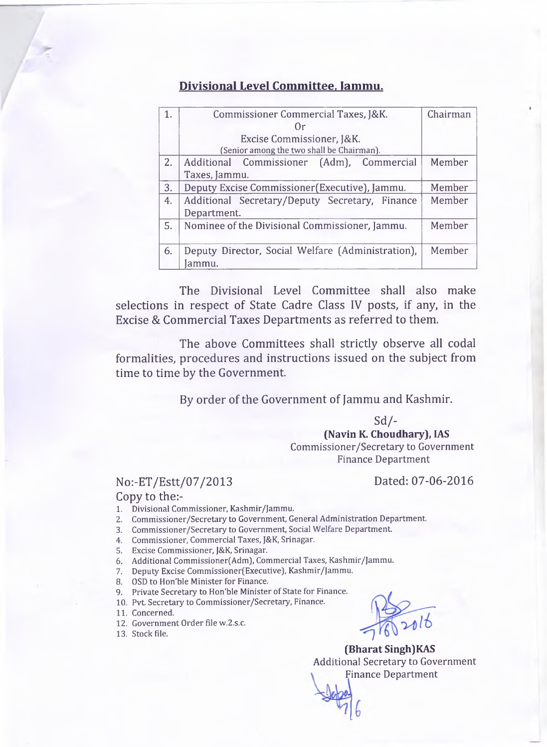## Divisional Level Committee, Jammu.

| | | |
|---|---|---|
| 1. | Commissioner Commercial Taxes, J&K.<br>Or<br>Excise Commissioner, J&K.<br>(Senior among the two shall be Chairman). | Chairman |
| 2. | Additional Commissioner (Adm), Commercial Taxes, Jammu. | Member |
| 3. | Deputy Excise Commissioner(Executive), Jammu. | Member |
| 4. | Additional Secretary/Deputy Secretary, Finance Department. | Member |
| 5. | Nominee of the Divisional Commissioner, Jammu. | Member |
| 6. | Deputy Director, Social Welfare (Administration), Jammu. | Member |

The Divisional Level Committee shall also make selections in respect of State Cadre Class IV posts, if any, in the Excise & Commercial Taxes Departments as referred to them.

The above Committees shall strictly observe all codal formalities, procedures and instructions issued on the subject from time to time by the Government.

By order of the Government of Jammu and Kashmir.

Sd/-
**(Navin K. Choudhary), IAS**
Commissioner/Secretary to Government
Finance Department

No:-ET/Estt/07/2013 Dated: 07-06-2016

Copy to the:-

1. Divisional Commissioner, Kashmir/Jammu.
2. Commissioner/Secretary to Government, General Administration Department.
3. Commissioner/Secretary to Government, Social Welfare Department.
4. Commissioner, Commercial Taxes, J&K, Srinagar.
5. Excise Commissioner, J&K, Srinagar.
6. Additional Commissioner(Adm), Commercial Taxes, Kashmir/Jammu.
7. Deputy Excise Commissioner(Executive), Kashmir/Jammu.
8. OSD to Hon'ble Minister for Finance.
9. Private Secretary to Hon'ble Minister of State for Finance.
10. Pvt. Secretary to Commissioner/Secretary, Finance.
11. Concerned.
12. Government Order file w.2.s.c.
13. Stock file.

7/6/2016

**(Bharat Singh)KAS**
Additional Secretary to Government
Finance Department

7/6